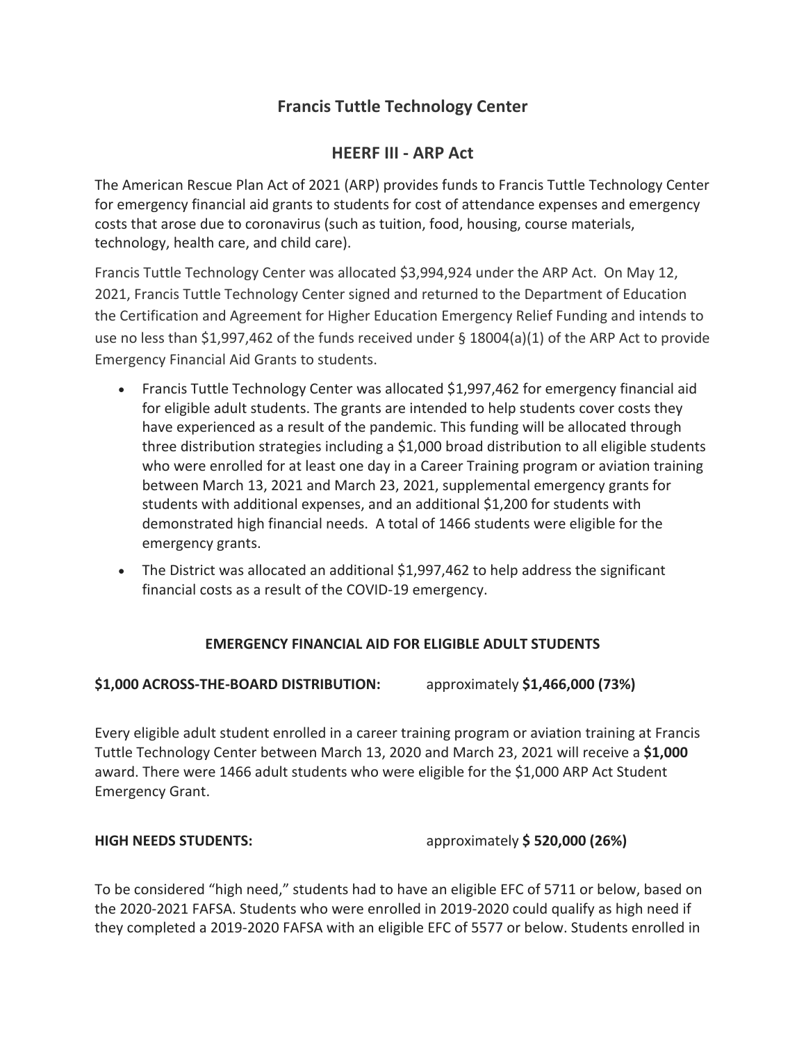# Francis Tuttle Technology Center

## HEERF III - ARP Act

The American Rescue Plan Act of 2021 (ARP) provides funds to Francis Tuttle Technology Center for emergency financial aid grants to students for cost of attendance expenses and emergency costs that arose due to coronavirus (such as tuition, food, housing, course materials, technology, health care, and child care).

Francis Tuttle Technology Center was allocated $3,994,924 under the ARP Act. On May 12, 2021, Francis Tuttle Technology Center signed and returned to the Department of Education the Certification and Agreement for Higher Education Emergency Relief Funding and intends to use no less than $1,997,462 of the funds received under § 18004(a)(1) of the ARP Act to provide Emergency Financial Aid Grants to students.

- Francis Tuttle Technology Center was allocated $1,997,462 for emergency financial aid for eligible adult students. The grants are intended to help students cover costs they have experienced as a result of the pandemic. This funding will be allocated through three distribution strategies including a $1,000 broad distribution to all eligible students who were enrolled for at least one day in a Career Training program or aviation training between March 13, 2021 and March 23, 2021, supplemental emergency grants for students with additional expenses, and an additional $1,200 for students with demonstrated high financial needs. A total of 1466 students were eligible for the emergency grants.
- The District was allocated an additional $1,997,462 to help address the significant financial costs as a result of the COVID-19 emergency.

### EMERGENCY FINANCIAL AID FOR ELIGIBLE ADULT STUDENTS

**$1,000 ACROSS-THE-BOARD DISTRIBUTION:** approximately **$1,466,000 (73%)**

Every eligible adult student enrolled in a career training program or aviation training at Francis Tuttle Technology Center between March 13, 2020 and March 23, 2021 will receive a **$1,000** award. There were 1466 adult students who were eligible for the $1,000 ARP Act Student Emergency Grant.

**HIGH NEEDS STUDENTS:** approximately **$ 520,000 (26%)**

To be considered "high need," students had to have an eligible EFC of 5711 or below, based on the 2020-2021 FAFSA. Students who were enrolled in 2019-2020 could qualify as high need if they completed a 2019-2020 FAFSA with an eligible EFC of 5577 or below. Students enrolled in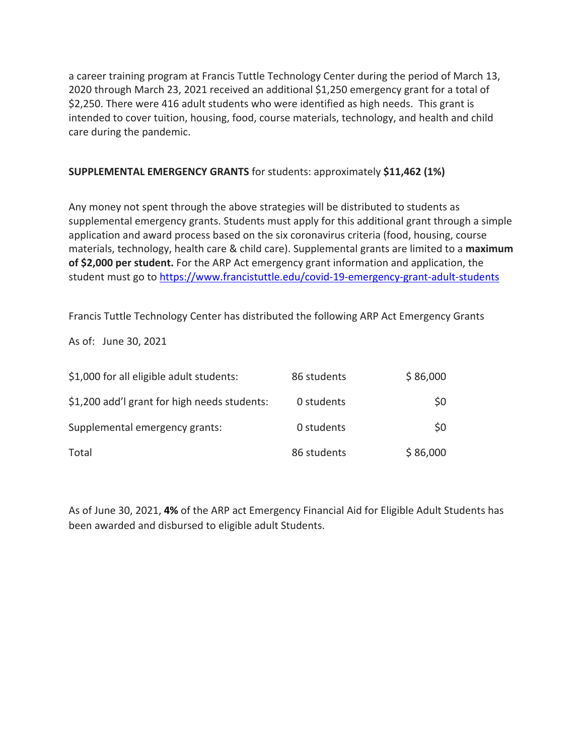a career training program at Francis Tuttle Technology Center during the period of March 13, 2020 through March 23, 2021 received an additional $1,250 emergency grant for a total of $2,250. There were 416 adult students who were identified as high needs. This grant is intended to cover tuition, housing, food, course materials, technology, and health and child care during the pandemic.

**SUPPLEMENTAL EMERGENCY GRANTS** for students: approximately **$11,462 (1%)**

Any money not spent through the above strategies will be distributed to students as supplemental emergency grants. Students must apply for this additional grant through a simple application and award process based on the six coronavirus criteria (food, housing, course materials, technology, health care & child care). Supplemental grants are limited to a **maximum of $2,000 per student.** For the ARP Act emergency grant information and application, the student must go to [https://www.francistuttle.edu/covid-19-emergency-grant-adult-students](https://www.francistuttle.edu/covid-19-emergency-grant-adult-students)

Francis Tuttle Technology Center has distributed the following ARP Act Emergency Grants

As of: June 30, 2021

| | | |
|---|---|---|
| $1,000 for all eligible adult students: | 86 students | $ 86,000 |
| $1,200 add'l grant for high needs students: | 0 students | $0 |
| Supplemental emergency grants: | 0 students | $0 |
| Total | 86 students | $ 86,000 |

As of June 30, 2021, **4%** of the ARP act Emergency Financial Aid for Eligible Adult Students has been awarded and disbursed to eligible adult Students.